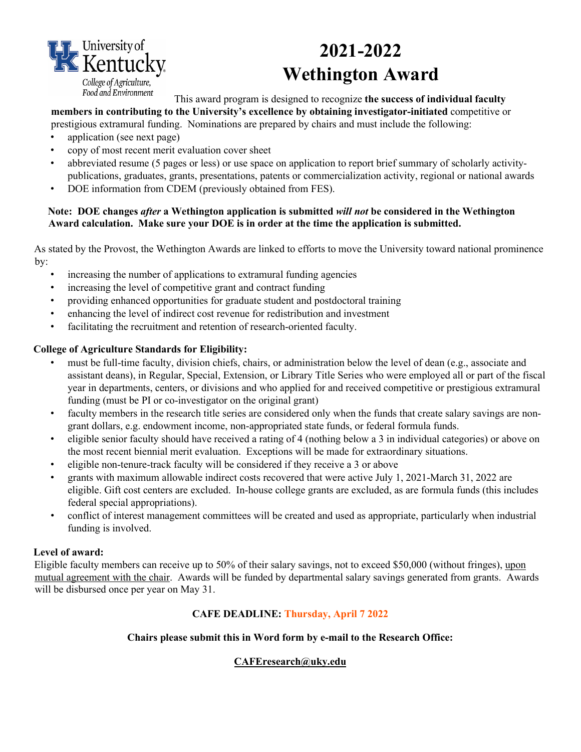University of Kentucky
College of Agriculture, Food and Environment

# 2021-2022
# Wethington Award

This award program is designed to recognize **the success of individual faculty members in contributing to the University's excellence by obtaining investigator-initiated** competitive or prestigious extramural funding. Nominations are prepared by chairs and must include the following:

- application (see next page)
- copy of most recent merit evaluation cover sheet
- abbreviated resume (5 pages or less) or use space on application to report brief summary of scholarly activity- publications, graduates, grants, presentations, patents or commercialization activity, regional or national awards
- DOE information from CDEM (previously obtained from FES).

**Note: DOE changes *after* a Wethington application is submitted *will not* be considered in the Wethington Award calculation. Make sure your DOE is in order at the time the application is submitted.**

As stated by the Provost, the Wethington Awards are linked to efforts to move the University toward national prominence by:

- increasing the number of applications to extramural funding agencies
- increasing the level of competitive grant and contract funding
- providing enhanced opportunities for graduate student and postdoctoral training
- enhancing the level of indirect cost revenue for redistribution and investment
- facilitating the recruitment and retention of research-oriented faculty.

**College of Agriculture Standards for Eligibility:**

- must be full-time faculty, division chiefs, chairs, or administration below the level of dean (e.g., associate and assistant deans), in Regular, Special, Extension, or Library Title Series who were employed all or part of the fiscal year in departments, centers, or divisions and who applied for and received competitive or prestigious extramural funding (must be PI or co-investigator on the original grant)
- faculty members in the research title series are considered only when the funds that create salary savings are non-grant dollars, e.g. endowment income, non-appropriated state funds, or federal formula funds.
- eligible senior faculty should have received a rating of 4 (nothing below a 3 in individual categories) or above on the most recent biennial merit evaluation. Exceptions will be made for extraordinary situations.
- eligible non-tenure-track faculty will be considered if they receive a 3 or above
- grants with maximum allowable indirect costs recovered that were active July 1, 2021-March 31, 2022 are eligible. Gift cost centers are excluded. In-house college grants are excluded, as are formula funds (this includes federal special appropriations).
- conflict of interest management committees will be created and used as appropriate, particularly when industrial funding is involved.

**Level of award:**

Eligible faculty members can receive up to 50% of their salary savings, not to exceed $50,000 (without fringes), upon mutual agreement with the chair. Awards will be funded by departmental salary savings generated from grants. Awards will be disbursed once per year on May 31.

**CAFE DEADLINE: Thursday, April 7 2022**

**Chairs please submit this in Word form by e-mail to the Research Office:**

**CAFEresearch@uky.edu**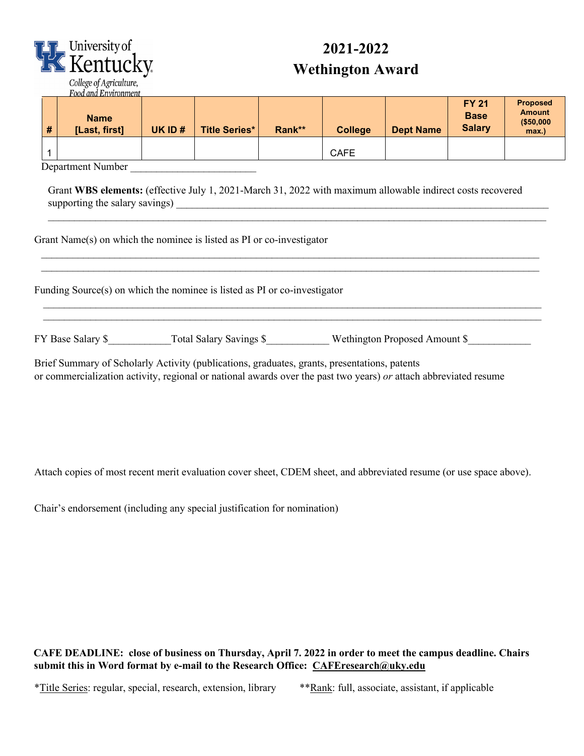University of Kentucky
College of Agriculture, Food and Environment

# 2021-2022
# Wethington Award

| # | Name [Last, first] | UK ID # | Title Series* | Rank** | College | Dept Name | FY 21 Base Salary | Proposed Amount ($50,000 max.) |
|---|---|---|---|---|---|---|---|---|
| 1 | | | | | CAFE | | | |

Department Number ________________________

Grant **WBS elements:** (effective July 1, 2021-March 31, 2022 with maximum allowable indirect costs recovered supporting the salary savings) ___________________________________________________________________________
_____________________________________________________________________________________________________

Grant Name(s) on which the nominee is listed as PI or co-investigator
_____________________________________________________________________________________________________
_____________________________________________________________________________________________________

Funding Source(s) on which the nominee is listed as PI or co-investigator
_____________________________________________________________________________________________________
_____________________________________________________________________________________________________

FY Base Salary $____________Total Salary Savings $____________ Wethington Proposed Amount $____________

Brief Summary of Scholarly Activity (publications, graduates, grants, presentations, patents or commercialization activity, regional or national awards over the past two years) *or* attach abbreviated resume

Attach copies of most recent merit evaluation cover sheet, CDEM sheet, and abbreviated resume (or use space above).

Chair's endorsement (including any special justification for nomination)

**CAFE DEADLINE: close of business on Thursday, April 7. 2022 in order to meet the campus deadline. Chairs submit this in Word format by e-mail to the Research Office: CAFEresearch@uky.edu**

*Title Series: regular, special, research, extension, library **Rank: full, associate, assistant, if applicable